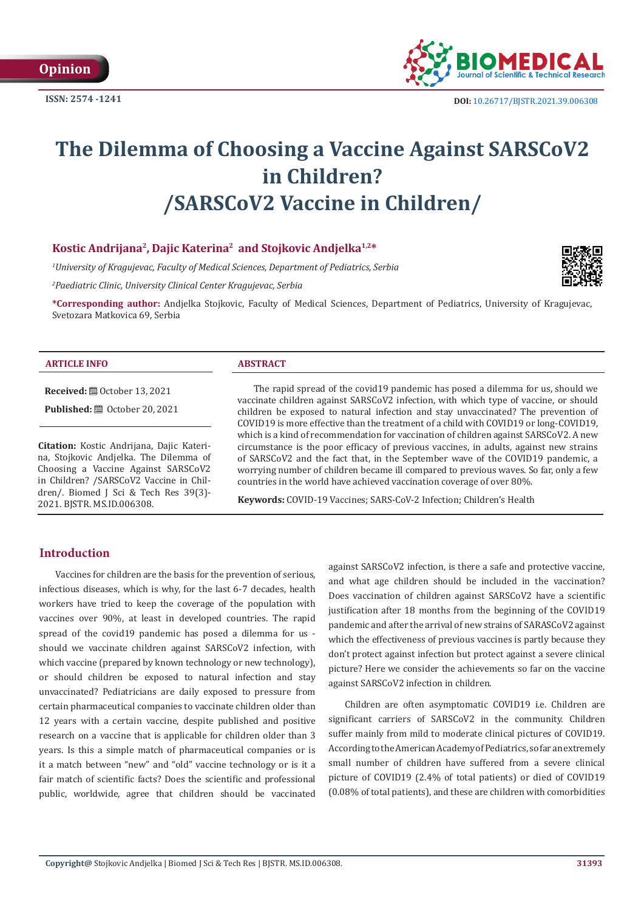Opinion

ISSN: 2574 -1241

DOI: 10.26717/BJSTR.2021.39.006308

# The Dilemma of Choosing a Vaccine Against SARSCoV2 in Children? /SARSCoV2 Vaccine in Children/

**Kostic Andrijana[2], Dajic Katerina[2] and Stojkovic Andjelka[1,2]***

[1]*University of Kragujevac, Faculty of Medical Sciences, Department of Pediatrics, Serbia*

[2]*Paediatric Clinic, University Clinical Center Kragujevac, Serbia*

**\*Corresponding author:** Andjelka Stojkovic, Faculty of Medical Sciences, Department of Pediatrics, University of Kragujevac, Svetozara Matkovica 69, Serbia

**ARTICLE INFO**

**Received:** October 13, 2021

**Published:** October 20, 2021

**Citation:** Kostic Andrijana, Dajic Katerina, Stojkovic Andjelka. The Dilemma of Choosing a Vaccine Against SARSCoV2 in Children? /SARSCoV2 Vaccine in Children/. Biomed J Sci & Tech Res 39(3)-2021. BJSTR. MS.ID.006308.

**ABSTRACT**

The rapid spread of the covid19 pandemic has posed a dilemma for us, should we vaccinate children against SARSCoV2 infection, with which type of vaccine, or should children be exposed to natural infection and stay unvaccinated? The prevention of COVID19 is more effective than the treatment of a child with COVID19 or long-COVID19, which is a kind of recommendation for vaccination of children against SARSCoV2. A new circumstance is the poor efficacy of previous vaccines, in adults, against new strains of SARSCoV2 and the fact that, in the September wave of the COVID19 pandemic, a worrying number of children became ill compared to previous waves. So far, only a few countries in the world have achieved vaccination coverage of over 80%.

**Keywords:** COVID-19 Vaccines; SARS-CoV-2 Infection; Children's Health

## Introduction

Vaccines for children are the basis for the prevention of serious, infectious diseases, which is why, for the last 6-7 decades, health workers have tried to keep the coverage of the population with vaccines over 90%, at least in developed countries. The rapid spread of the covid19 pandemic has posed a dilemma for us - should we vaccinate children against SARSCoV2 infection, with which vaccine (prepared by known technology or new technology), or should children be exposed to natural infection and stay unvaccinated? Pediatricians are daily exposed to pressure from certain pharmaceutical companies to vaccinate children older than 12 years with a certain vaccine, despite published and positive research on a vaccine that is applicable for children older than 3 years. Is this a simple match of pharmaceutical companies or is it a match between "new" and "old" vaccine technology or is it a fair match of scientific facts? Does the scientific and professional public, worldwide, agree that children should be vaccinated against SARSCoV2 infection, is there a safe and protective vaccine, and what age children should be included in the vaccination? Does vaccination of children against SARSCoV2 have a scientific justification after 18 months from the beginning of the COVID19 pandemic and after the arrival of new strains of SARASCoV2 against which the effectiveness of previous vaccines is partly because they don't protect against infection but protect against a severe clinical picture? Here we consider the achievements so far on the vaccine against SARSCoV2 infection in children.

Children are often asymptomatic COVID19 i.e. Children are significant carriers of SARSCoV2 in the community. Children suffer mainly from mild to moderate clinical pictures of COVID19. According to the American Academy of Pediatrics, so far an extremely small number of children have suffered from a severe clinical picture of COVID19 (2.4% of total patients) or died of COVID19 (0.08% of total patients), and these are children with comorbidities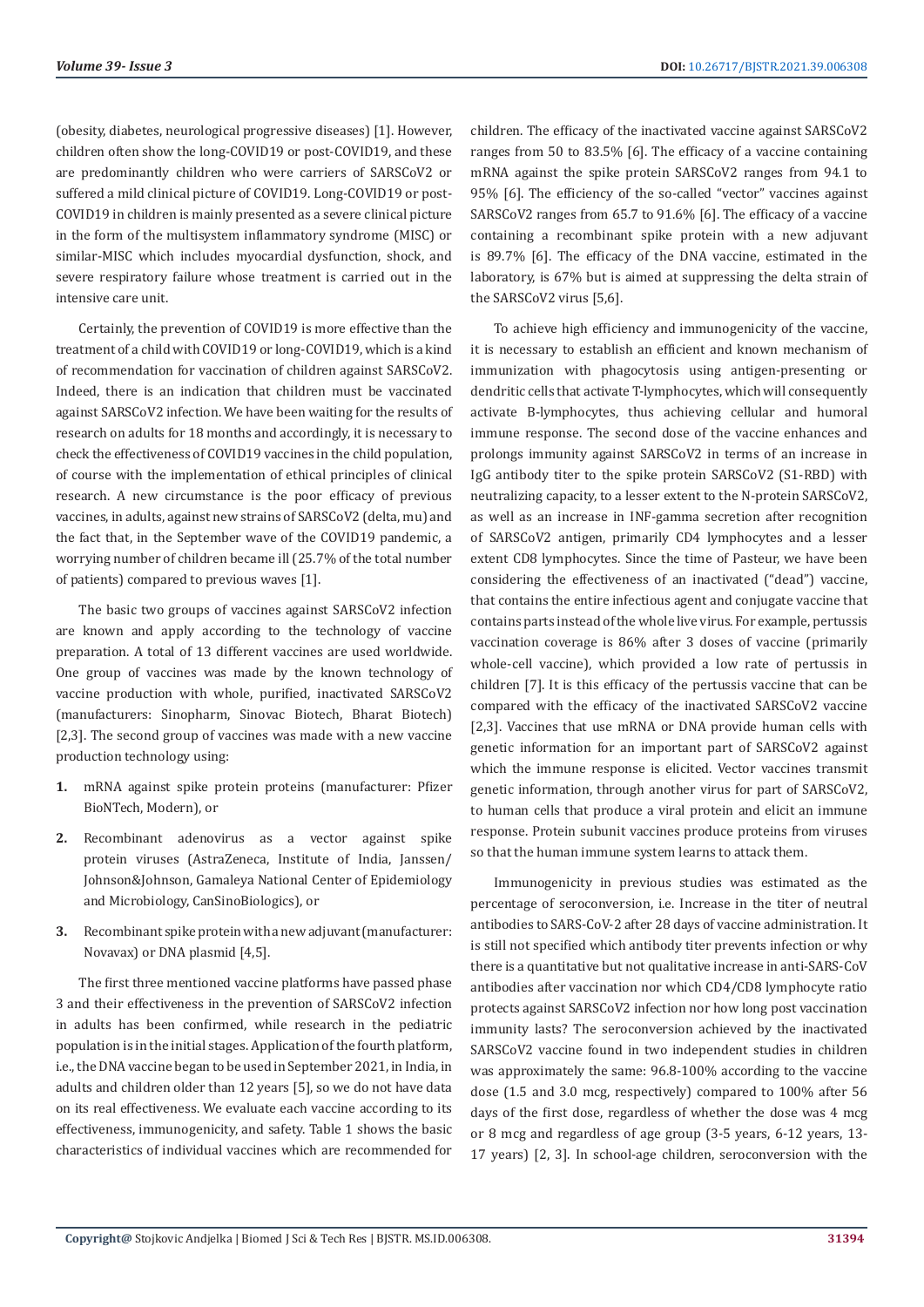(obesity, diabetes, neurological progressive diseases) [1]. However, children often show the long-COVID19 or post-COVID19, and these are predominantly children who were carriers of SARSCoV2 or suffered a mild clinical picture of COVID19. Long-COVID19 or post-COVID19 in children is mainly presented as a severe clinical picture in the form of the multisystem inflammatory syndrome (MISC) or similar-MISC which includes myocardial dysfunction, shock, and severe respiratory failure whose treatment is carried out in the intensive care unit.

Certainly, the prevention of COVID19 is more effective than the treatment of a child with COVID19 or long-COVID19, which is a kind of recommendation for vaccination of children against SARSCoV2. Indeed, there is an indication that children must be vaccinated against SARSCoV2 infection. We have been waiting for the results of research on adults for 18 months and accordingly, it is necessary to check the effectiveness of COVID19 vaccines in the child population, of course with the implementation of ethical principles of clinical research. A new circumstance is the poor efficacy of previous vaccines, in adults, against new strains of SARSCoV2 (delta, mu) and the fact that, in the September wave of the COVID19 pandemic, a worrying number of children became ill (25.7% of the total number of patients) compared to previous waves [1].

The basic two groups of vaccines against SARSCoV2 infection are known and apply according to the technology of vaccine preparation. A total of 13 different vaccines are used worldwide. One group of vaccines was made by the known technology of vaccine production with whole, purified, inactivated SARSCoV2 (manufacturers: Sinopharm, Sinovac Biotech, Bharat Biotech) [2,3]. The second group of vaccines was made with a new vaccine production technology using:

1. mRNA against spike protein proteins (manufacturer: Pfizer BioNTech, Modern), or
2. Recombinant adenovirus as a vector against spike protein viruses (AstraZeneca, Institute of India, Janssen/ Johnson&Johnson, Gamaleya National Center of Epidemiology and Microbiology, CanSinoBiologics), or
3. Recombinant spike protein with a new adjuvant (manufacturer: Novavax) or DNA plasmid [4,5].

The first three mentioned vaccine platforms have passed phase 3 and their effectiveness in the prevention of SARSCoV2 infection in adults has been confirmed, while research in the pediatric population is in the initial stages. Application of the fourth platform, i.e., the DNA vaccine began to be used in September 2021, in India, in adults and children older than 12 years [5], so we do not have data on its real effectiveness. We evaluate each vaccine according to its effectiveness, immunogenicity, and safety. Table 1 shows the basic characteristics of individual vaccines which are recommended for children. The efficacy of the inactivated vaccine against SARSCoV2 ranges from 50 to 83.5% [6]. The efficacy of a vaccine containing mRNA against the spike protein SARSCoV2 ranges from 94.1 to 95% [6]. The efficiency of the so-called "vector" vaccines against SARSCoV2 ranges from 65.7 to 91.6% [6]. The efficacy of a vaccine containing a recombinant spike protein with a new adjuvant is 89.7% [6]. The efficacy of the DNA vaccine, estimated in the laboratory, is 67% but is aimed at suppressing the delta strain of the SARSCoV2 virus [5,6].

To achieve high efficiency and immunogenicity of the vaccine, it is necessary to establish an efficient and known mechanism of immunization with phagocytosis using antigen-presenting or dendritic cells that activate T-lymphocytes, which will consequently activate B-lymphocytes, thus achieving cellular and humoral immune response. The second dose of the vaccine enhances and prolongs immunity against SARSCoV2 in terms of an increase in IgG antibody titer to the spike protein SARSCoV2 (S1-RBD) with neutralizing capacity, to a lesser extent to the N-protein SARSCoV2, as well as an increase in INF-gamma secretion after recognition of SARSCoV2 antigen, primarily CD4 lymphocytes and a lesser extent CD8 lymphocytes. Since the time of Pasteur, we have been considering the effectiveness of an inactivated ("dead") vaccine, that contains the entire infectious agent and conjugate vaccine that contains parts instead of the whole live virus. For example, pertussis vaccination coverage is 86% after 3 doses of vaccine (primarily whole-cell vaccine), which provided a low rate of pertussis in children [7]. It is this efficacy of the pertussis vaccine that can be compared with the efficacy of the inactivated SARSCoV2 vaccine [2,3]. Vaccines that use mRNA or DNA provide human cells with genetic information for an important part of SARSCoV2 against which the immune response is elicited. Vector vaccines transmit genetic information, through another virus for part of SARSCoV2, to human cells that produce a viral protein and elicit an immune response. Protein subunit vaccines produce proteins from viruses so that the human immune system learns to attack them.

Immunogenicity in previous studies was estimated as the percentage of seroconversion, i.e. Increase in the titer of neutral antibodies to SARS-CoV-2 after 28 days of vaccine administration. It is still not specified which antibody titer prevents infection or why there is a quantitative but not qualitative increase in anti-SARS-CoV antibodies after vaccination nor which CD4/CD8 lymphocyte ratio protects against SARSCoV2 infection nor how long post vaccination immunity lasts? The seroconversion achieved by the inactivated SARSCoV2 vaccine found in two independent studies in children was approximately the same: 96.8-100% according to the vaccine dose (1.5 and 3.0 mcg, respectively) compared to 100% after 56 days of the first dose, regardless of whether the dose was 4 mcg or 8 mcg and regardless of age group (3-5 years, 6-12 years, 13-17 years) [2, 3]. In school-age children, seroconversion with the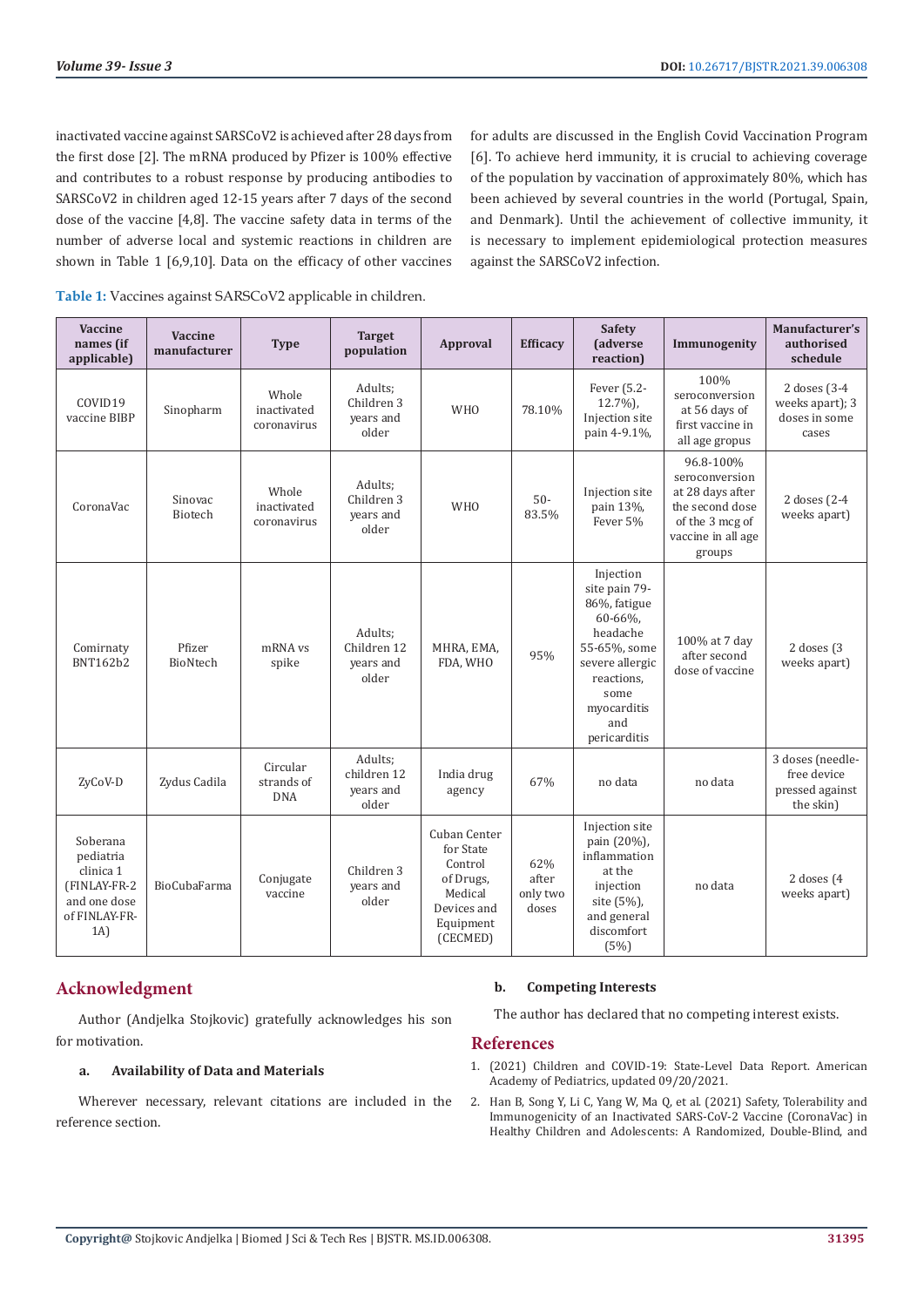inactivated vaccine against SARSCoV2 is achieved after 28 days from the first dose [2]. The mRNA produced by Pfizer is 100% effective and contributes to a robust response by producing antibodies to SARSCoV2 in children aged 12-15 years after 7 days of the second dose of the vaccine [4,8]. The vaccine safety data in terms of the number of adverse local and systemic reactions in children are shown in Table 1 [6,9,10]. Data on the efficacy of other vaccines for adults are discussed in the English Covid Vaccination Program [6]. To achieve herd immunity, it is crucial to achieving coverage of the population by vaccination of approximately 80%, which has been achieved by several countries in the world (Portugal, Spain, and Denmark). Until the achievement of collective immunity, it is necessary to implement epidemiological protection measures against the SARSCoV2 infection.

**Table 1:** Vaccines against SARSCoV2 applicable in children.

| Vaccine names (if applicable) | Vaccine manufacturer | Type | Target population | Approval | Efficacy | Safety (adverse reaction) | Immunogenity | Manufacturer's authorised schedule |
|---|---|---|---|---|---|---|---|---|
| COVID19 vaccine BIBP | Sinopharm | Whole inactivated coronavirus | Adults; Children 3 years and older | WHO | 78.10% | Fever (5.2-12.7%), Injection site pain 4-9.1%, | 100% seroconversion at 56 days of first vaccine in all age gropus | 2 doses (3-4 weeks apart); 3 doses in some cases |
| CoronaVac | Sinovac Biotech | Whole inactivated coronavirus | Adults; Children 3 years and older | WHO | 50-83.5% | Injection site pain 13%, Fever 5% | 96.8-100% seroconversion at 28 days after the second dose of the 3 mcg of vaccine in all age groups | 2 doses (2-4 weeks apart) |
| Comirnaty BNT162b2 | Pfizer BioNtech | mRNA vs spike | Adults; Children 12 years and older | MHRA, EMA, FDA, WHO | 95% | Injection site pain 79-86%, fatigue 60-66%, headache 55-65%, some severe allergic reactions, some myocarditis and pericarditis | 100% at 7 day after second dose of vaccine | 2 doses (3 weeks apart) |
| ZyCoV-D | Zydus Cadila | Circular strands of DNA | Adults; children 12 years and older | India drug agency | 67% | no data | no data | 3 doses (needle-free device pressed against the skin) |
| Soberana pediatria clinica 1 (FINLAY-FR-2 and one dose of FINLAY-FR-1A) | BioCubaFarma | Conjugate vaccine | Children 3 years and older | Cuban Center for State Control of Drugs, Medical Devices and Equipment (CECMED) | 62% after only two doses | Injection site pain (20%), inflammation at the injection site (5%), and general discomfort (5%) | no data | 2 doses (4 weeks apart) |

## Acknowledgment

Author (Andjelka Stojkovic) gratefully acknowledges his son for motivation.

### a. Availability of Data and Materials

Wherever necessary, relevant citations are included in the reference section.

### b. Competing Interests

The author has declared that no competing interest exists.

## References

1. (2021) Children and COVID-19: State-Level Data Report. American Academy of Pediatrics, updated 09/20/2021.
2. Han B, Song Y, Li C, Yang W, Ma Q, et al. (2021) Safety, Tolerability and Immunogenicity of an Inactivated SARS-CoV-2 Vaccine (CoronaVac) in Healthy Children and Adolescents: A Randomized, Double-Blind, and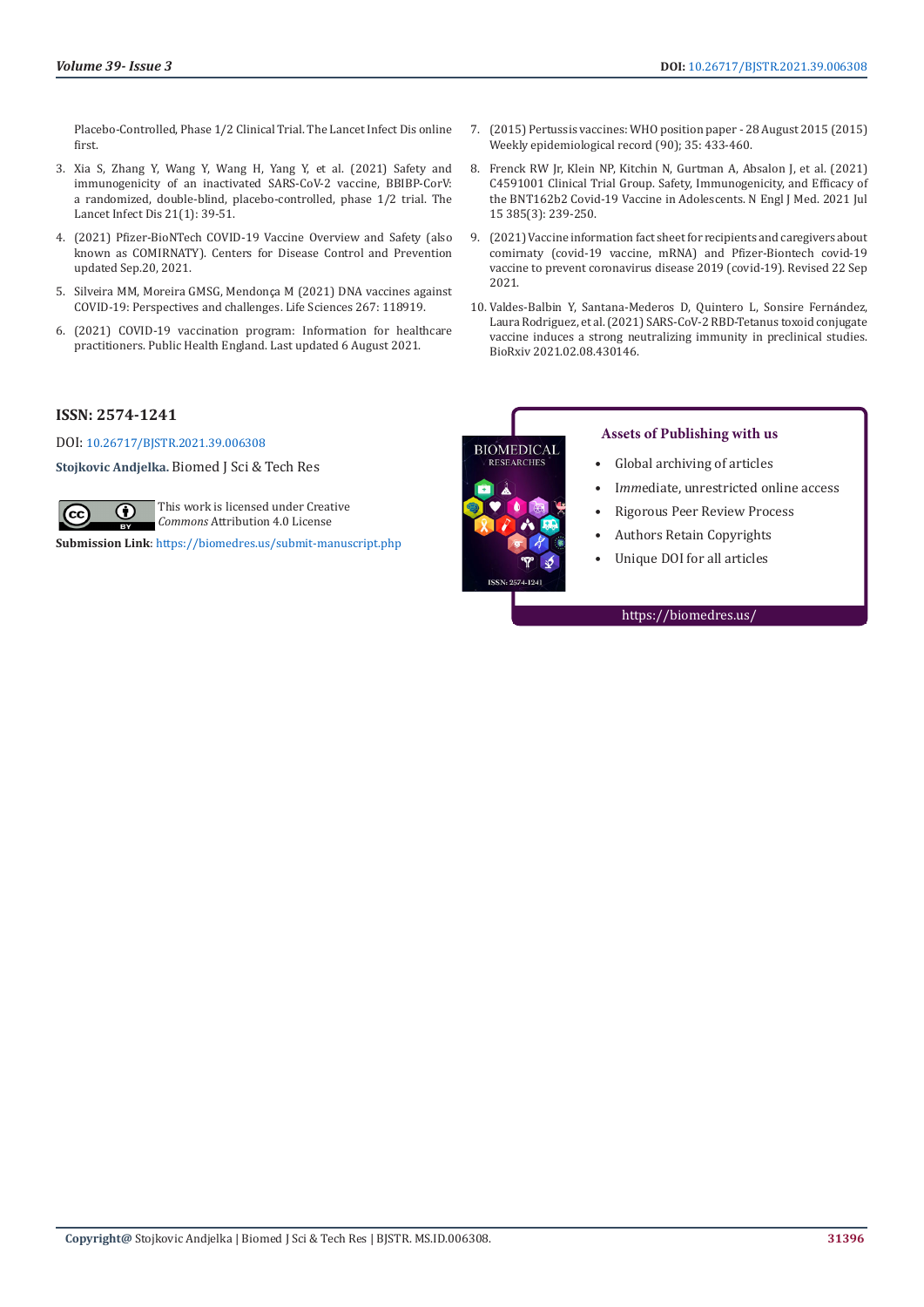Placebo-Controlled, Phase 1/2 Clinical Trial. The Lancet Infect Dis online first.

3. Xia S, Zhang Y, Wang Y, Wang H, Yang Y, et al. (2021) Safety and immunogenicity of an inactivated SARS-CoV-2 vaccine, BBIBP-CorV: a randomized, double-blind, placebo-controlled, phase 1/2 trial. The Lancet Infect Dis 21(1): 39-51.
4. (2021) Pfizer-BioNTech COVID-19 Vaccine Overview and Safety (also known as COMIRNATY). Centers for Disease Control and Prevention updated Sep.20, 2021.
5. Silveira MM, Moreira GMSG, Mendonça M (2021) DNA vaccines against COVID-19: Perspectives and challenges. Life Sciences 267: 118919.
6. (2021) COVID-19 vaccination program: Information for healthcare practitioners. Public Health England. Last updated 6 August 2021.
7. (2015) Pertussis vaccines: WHO position paper - 28 August 2015 (2015) Weekly epidemiological record (90); 35: 433-460.
8. Frenck RW Jr, Klein NP, Kitchin N, Gurtman A, Absalon J, et al. (2021) C4591001 Clinical Trial Group. Safety, Immunogenicity, and Efficacy of the BNT162b2 Covid-19 Vaccine in Adolescents. N Engl J Med. 2021 Jul 15 385(3): 239-250.
9. (2021) Vaccine information fact sheet for recipients and caregivers about comirnaty (covid-19 vaccine, mRNA) and Pfizer-Biontech covid-19 vaccine to prevent coronavirus disease 2019 (covid-19). Revised 22 Sep 2021.
10. Valdes-Balbin Y, Santana-Mederos D, Quintero L, Sonsire Fernández, Laura Rodriguez, et al. (2021) SARS-CoV-2 RBD-Tetanus toxoid conjugate vaccine induces a strong neutralizing immunity in preclinical studies. BioRxiv 2021.02.08.430146.

**ISSN: 2574-1241**

DOI: 10.26717/BJSTR.2021.39.006308

**Stojkovic Andjelka.** Biomed J Sci & Tech Res

This work is licensed under Creative *Commons* Attribution 4.0 License

**Submission Link**: https://biomedres.us/submit-manuscript.php

**Assets of Publishing with us**

- Global archiving of articles
- Immediate, unrestricted online access
- Rigorous Peer Review Process
- Authors Retain Copyrights
- Unique DOI for all articles

https://biomedres.us/